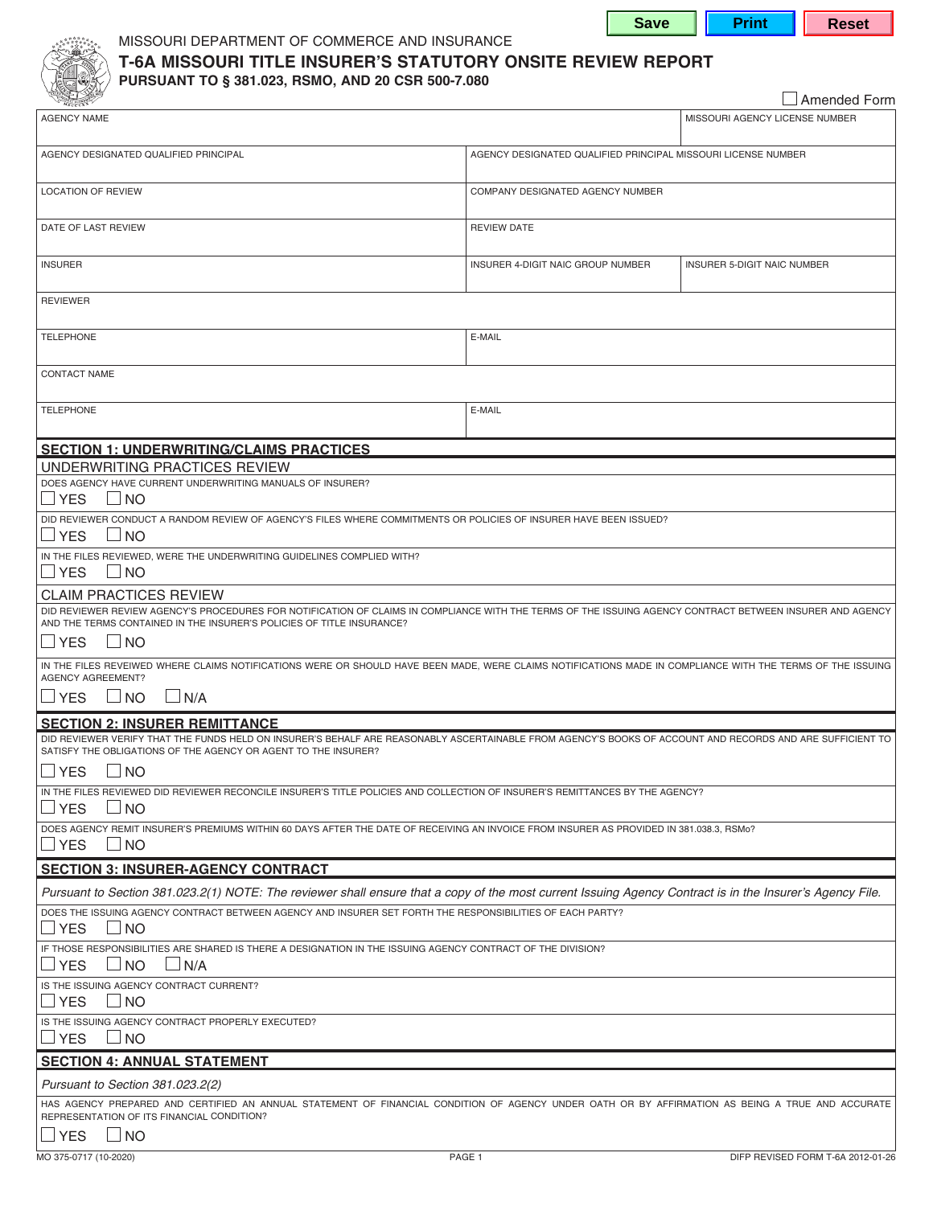MISSOURI DEPARTMENT OF COMMERCE AND INSURANCE

# T-6A MISSOURI TITLE INSURER'S STATUTORY ONSITE REVIEW REPORT

**PURSUANT TO § 381.023, RSMO, AND 20 CSR 500-7.080**

☐ Amended Form

| AGENCY NAME | | MISSOURI AGENCY LICENSE NUMBER |
|---|---|---|
| AGENCY DESIGNATED QUALIFIED PRINCIPAL | AGENCY DESIGNATED QUALIFIED PRINCIPAL MISSOURI LICENSE NUMBER | |
| LOCATION OF REVIEW | COMPANY DESIGNATED AGENCY NUMBER | |
| DATE OF LAST REVIEW | REVIEW DATE | |
| INSURER | INSURER 4-DIGIT NAIC GROUP NUMBER | INSURER 5-DIGIT NAIC NUMBER |
| REVIEWER | | |
| TELEPHONE | E-MAIL | |
| CONTACT NAME | | |
| TELEPHONE | E-MAIL | |

## SECTION 1: UNDERWRITING/CLAIMS PRACTICES

### UNDERWRITING PRACTICES REVIEW

DOES AGENCY HAVE CURRENT UNDERWRITING MANUALS OF INSURER?

☐ YES ☐ NO

DID REVIEWER CONDUCT A RANDOM REVIEW OF AGENCY'S FILES WHERE COMMITMENTS OR POLICIES OF INSURER HAVE BEEN ISSUED?

☐ YES ☐ NO

IN THE FILES REVIEWED, WERE THE UNDERWRITING GUIDELINES COMPLIED WITH?

☐ YES ☐ NO

### CLAIM PRACTICES REVIEW

DID REVIEWER REVIEW AGENCY'S PROCEDURES FOR NOTIFICATION OF CLAIMS IN COMPLIANCE WITH THE TERMS OF THE ISSUING AGENCY CONTRACT BETWEEN INSURER AND AGENCY AND THE TERMS CONTAINED IN THE INSURER'S POLICIES OF TITLE INSURANCE?

☐ YES ☐ NO

IN THE FILES REVEIWED WHERE CLAIMS NOTIFICATIONS WERE OR SHOULD HAVE BEEN MADE, WERE CLAIMS NOTIFICATIONS MADE IN COMPLIANCE WITH THE TERMS OF THE ISSUING AGENCY AGREEMENT?

☐ YES ☐ NO ☐ N/A

## SECTION 2: INSURER REMITTANCE

DID REVIEWER VERIFY THAT THE FUNDS HELD ON INSURER'S BEHALF ARE REASONABLY ASCERTAINABLE FROM AGENCY'S BOOKS OF ACCOUNT AND RECORDS AND ARE SUFFICIENT TO SATISFY THE OBLIGATIONS OF THE AGENCY OR AGENT TO THE INSURER?

☐ YES ☐ NO

IN THE FILES REVIEWED DID REVIEWER RECONCILE INSURER'S TITLE POLICIES AND COLLECTION OF INSURER'S REMITTANCES BY THE AGENCY?

☐ YES ☐ NO

DOES AGENCY REMIT INSURER'S PREMIUMS WITHIN 60 DAYS AFTER THE DATE OF RECEIVING AN INVOICE FROM INSURER AS PROVIDED IN 381.038.3, RSMo?

☐ YES ☐ NO

## SECTION 3: INSURER-AGENCY CONTRACT

*Pursuant to Section 381.023.2(1) NOTE: The reviewer shall ensure that a copy of the most current Issuing Agency Contract is in the Insurer's Agency File.*

DOES THE ISSUING AGENCY CONTRACT BETWEEN AGENCY AND INSURER SET FORTH THE RESPONSIBILITIES OF EACH PARTY?

☐ YES ☐ NO

IF THOSE RESPONSIBILITIES ARE SHARED IS THERE A DESIGNATION IN THE ISSUING AGENCY CONTRACT OF THE DIVISION?

☐ YES ☐ NO ☐ N/A

IS THE ISSUING AGENCY CONTRACT CURRENT?

☐ YES ☐ NO

IS THE ISSUING AGENCY CONTRACT PROPERLY EXECUTED?

☐ YES ☐ NO

## SECTION 4: ANNUAL STATEMENT

*Pursuant to Section 381.023.2(2)*

HAS AGENCY PREPARED AND CERTIFIED AN ANNUAL STATEMENT OF FINANCIAL CONDITION OF AGENCY UNDER OATH OR BY AFFIRMATION AS BEING A TRUE AND ACCURATE REPRESENTATION OF ITS FINANCIAL CONDITION?

☐ YES ☐ NO

MO 375-0717 (10-2020) DIFP REVISED FORM T-6A 2012-01-26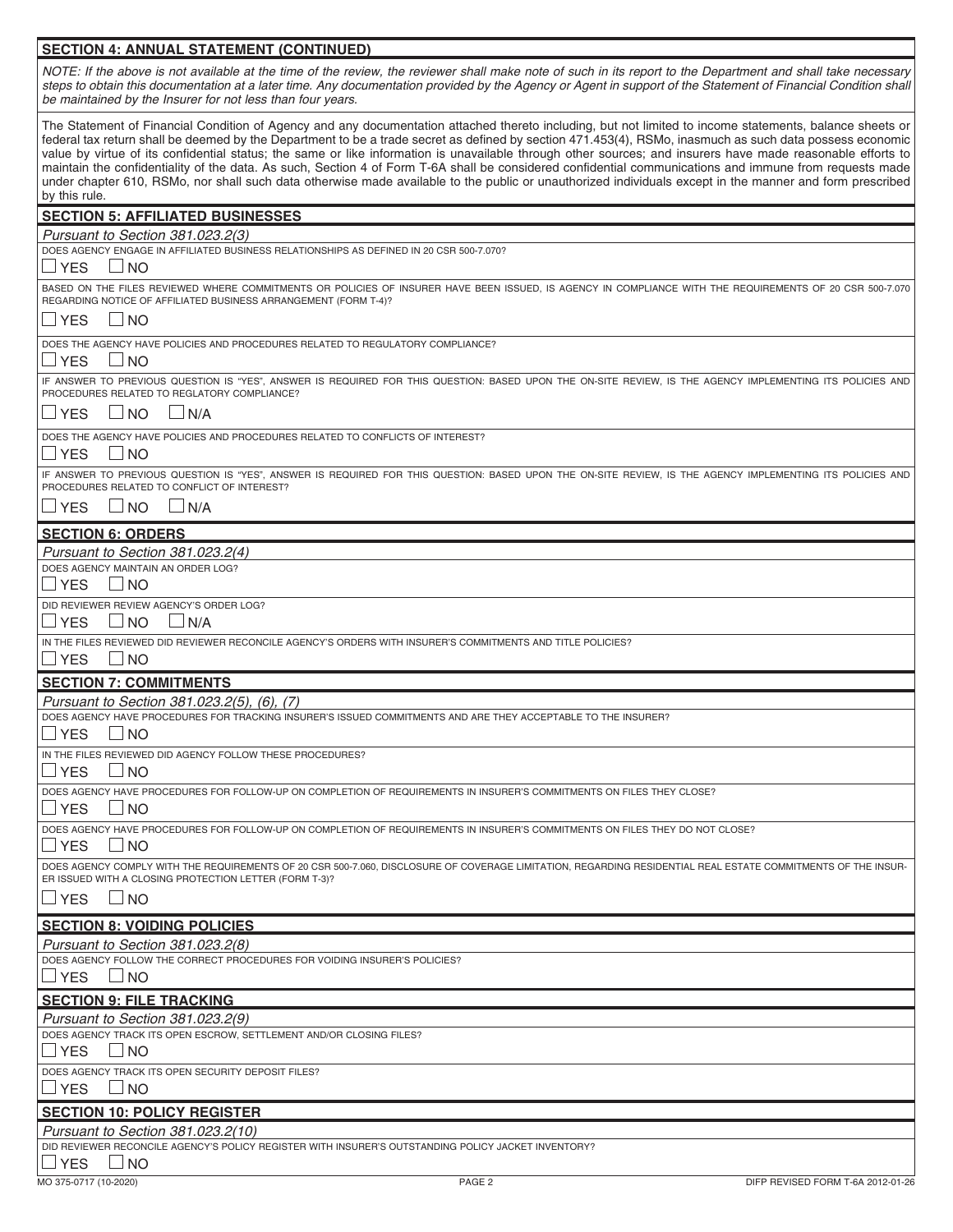## SECTION 4: ANNUAL STATEMENT (CONTINUED)

*NOTE: If the above is not available at the time of the review, the reviewer shall make note of such in its report to the Department and shall take necessary steps to obtain this documentation at a later time. Any documentation provided by the Agency or Agent in support of the Statement of Financial Condition shall be maintained by the Insurer for not less than four years.*

The Statement of Financial Condition of Agency and any documentation attached thereto including, but not limited to income statements, balance sheets or federal tax return shall be deemed by the Department to be a trade secret as defined by section 471.453(4), RSMo, inasmuch as such data possess economic value by virtue of its confidential status; the same or like information is unavailable through other sources; and insurers have made reasonable efforts to maintain the confidentiality of the data. As such, Section 4 of Form T-6A shall be considered confidential communications and immune from requests made under chapter 610, RSMo, nor shall such data otherwise made available to the public or unauthorized individuals except in the manner and form prescribed by this rule.

## SECTION 5: AFFILIATED BUSINESSES

*Pursuant to Section 381.023.2(3)*

DOES AGENCY ENGAGE IN AFFILIATED BUSINESS RELATIONSHIPS AS DEFINED IN 20 CSR 500-7.070?

☐ YES ☐ NO

BASED ON THE FILES REVIEWED WHERE COMMITMENTS OR POLICIES OF INSURER HAVE BEEN ISSUED, IS AGENCY IN COMPLIANCE WITH THE REQUIREMENTS OF 20 CSR 500-7.070 REGARDING NOTICE OF AFFILIATED BUSINESS ARRANGEMENT (FORM T-4)?

☐ YES ☐ NO

DOES THE AGENCY HAVE POLICIES AND PROCEDURES RELATED TO REGULATORY COMPLIANCE?

☐ YES ☐ NO

IF ANSWER TO PREVIOUS QUESTION IS "YES", ANSWER IS REQUIRED FOR THIS QUESTION: BASED UPON THE ON-SITE REVIEW, IS THE AGENCY IMPLEMENTING ITS POLICIES AND PROCEDURES RELATED TO REGLATORY COMPLIANCE?

☐ YES ☐ NO ☐ N/A

DOES THE AGENCY HAVE POLICIES AND PROCEDURES RELATED TO CONFLICTS OF INTEREST?

☐ YES ☐ NO

IF ANSWER TO PREVIOUS QUESTION IS "YES", ANSWER IS REQUIRED FOR THIS QUESTION: BASED UPON THE ON-SITE REVIEW, IS THE AGENCY IMPLEMENTING ITS POLICIES AND PROCEDURES RELATED TO CONFLICT OF INTEREST?

☐ YES ☐ NO ☐ N/A

## SECTION 6: ORDERS

*Pursuant to Section 381.023.2(4)*

DOES AGENCY MAINTAIN AN ORDER LOG?

☐ YES ☐ NO

DID REVIEWER REVIEW AGENCY'S ORDER LOG?

☐ YES ☐ NO ☐ N/A

IN THE FILES REVIEWED DID REVIEWER RECONCILE AGENCY'S ORDERS WITH INSURER'S COMMITMENTS AND TITLE POLICIES?

☐ YES ☐ NO

## SECTION 7: COMMITMENTS

*Pursuant to Section 381.023.2(5), (6), (7)*

DOES AGENCY HAVE PROCEDURES FOR TRACKING INSURER'S ISSUED COMMITMENTS AND ARE THEY ACCEPTABLE TO THE INSURER?

☐ YES ☐ NO

IN THE FILES REVIEWED DID AGENCY FOLLOW THESE PROCEDURES?

☐ YES ☐ NO

DOES AGENCY HAVE PROCEDURES FOR FOLLOW-UP ON COMPLETION OF REQUIREMENTS IN INSURER'S COMMITMENTS ON FILES THEY CLOSE?

☐ YES ☐ NO

DOES AGENCY HAVE PROCEDURES FOR FOLLOW-UP ON COMPLETION OF REQUIREMENTS IN INSURER'S COMMITMENTS ON FILES THEY DO NOT CLOSE?

☐ YES ☐ NO

DOES AGENCY COMPLY WITH THE REQUIREMENTS OF 20 CSR 500-7.060, DISCLOSURE OF COVERAGE LIMITATION, REGARDING RESIDENTIAL REAL ESTATE COMMITMENTS OF THE INSURER ISSUED WITH A CLOSING PROTECTION LETTER (FORM T-3)?

☐ YES ☐ NO

## SECTION 8: VOIDING POLICIES

*Pursuant to Section 381.023.2(8)*

DOES AGENCY FOLLOW THE CORRECT PROCEDURES FOR VOIDING INSURER'S POLICIES?

☐ YES ☐ NO

## SECTION 9: FILE TRACKING

*Pursuant to Section 381.023.2(9)*

DOES AGENCY TRACK ITS OPEN ESCROW, SETTLEMENT AND/OR CLOSING FILES?

☐ YES ☐ NO

DOES AGENCY TRACK ITS OPEN SECURITY DEPOSIT FILES?

☐ YES ☐ NO

## SECTION 10: POLICY REGISTER

*Pursuant to Section 381.023.2(10)*

DID REVIEWER RECONCILE AGENCY'S POLICY REGISTER WITH INSURER'S OUTSTANDING POLICY JACKET INVENTORY?

☐ YES ☐ NO

MO 375-0717 (10-2020) DIFP REVISED FORM T-6A 2012-01-26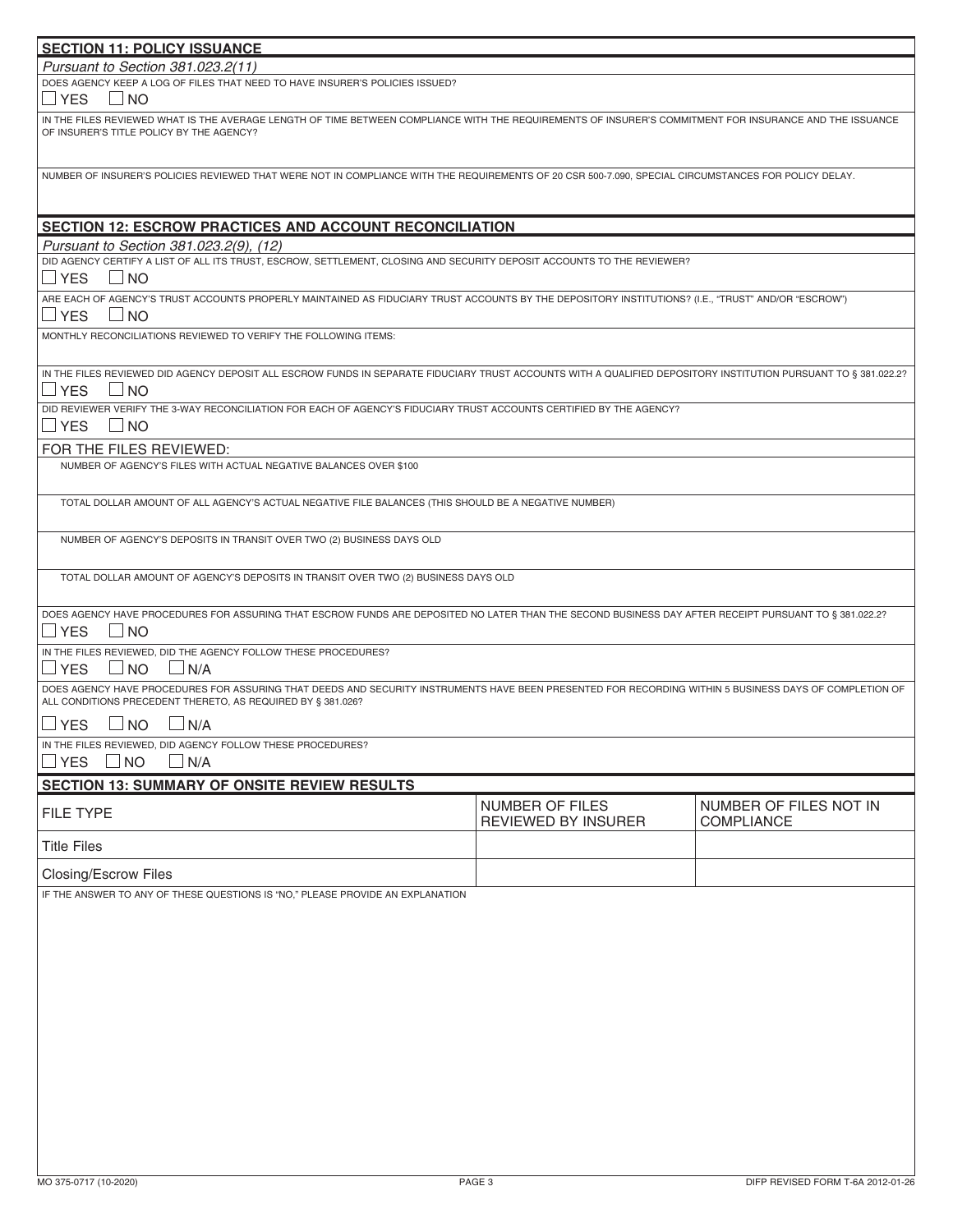## SECTION 11: POLICY ISSUANCE

*Pursuant to Section 381.023.2(11)*

DOES AGENCY KEEP A LOG OF FILES THAT NEED TO HAVE INSURER'S POLICIES ISSUED?

☐ YES ☐ NO

IN THE FILES REVIEWED WHAT IS THE AVERAGE LENGTH OF TIME BETWEEN COMPLIANCE WITH THE REQUIREMENTS OF INSURER'S COMMITMENT FOR INSURANCE AND THE ISSUANCE OF INSURER'S TITLE POLICY BY THE AGENCY?

NUMBER OF INSURER'S POLICIES REVIEWED THAT WERE NOT IN COMPLIANCE WITH THE REQUIREMENTS OF 20 CSR 500-7.090, SPECIAL CIRCUMSTANCES FOR POLICY DELAY.

## SECTION 12: ESCROW PRACTICES AND ACCOUNT RECONCILIATION

*Pursuant to Section 381.023.2(9), (12)*

DID AGENCY CERTIFY A LIST OF ALL ITS TRUST, ESCROW, SETTLEMENT, CLOSING AND SECURITY DEPOSIT ACCOUNTS TO THE REVIEWER?

☐ YES ☐ NO

ARE EACH OF AGENCY'S TRUST ACCOUNTS PROPERLY MAINTAINED AS FIDUCIARY TRUST ACCOUNTS BY THE DEPOSITORY INSTITUTIONS? (I.E., "TRUST" AND/OR "ESCROW")

☐ YES ☐ NO

MONTHLY RECONCILIATIONS REVIEWED TO VERIFY THE FOLLOWING ITEMS:

IN THE FILES REVIEWED DID AGENCY DEPOSIT ALL ESCROW FUNDS IN SEPARATE FIDUCIARY TRUST ACCOUNTS WITH A QUALIFIED DEPOSITORY INSTITUTION PURSUANT TO § 381.022.2?

☐ YES ☐ NO

DID REVIEWER VERIFY THE 3-WAY RECONCILIATION FOR EACH OF AGENCY'S FIDUCIARY TRUST ACCOUNTS CERTIFIED BY THE AGENCY?

☐ YES ☐ NO

FOR THE FILES REVIEWED:

NUMBER OF AGENCY'S FILES WITH ACTUAL NEGATIVE BALANCES OVER $100

TOTAL DOLLAR AMOUNT OF ALL AGENCY'S ACTUAL NEGATIVE FILE BALANCES (THIS SHOULD BE A NEGATIVE NUMBER)

NUMBER OF AGENCY'S DEPOSITS IN TRANSIT OVER TWO (2) BUSINESS DAYS OLD

TOTAL DOLLAR AMOUNT OF AGENCY'S DEPOSITS IN TRANSIT OVER TWO (2) BUSINESS DAYS OLD

DOES AGENCY HAVE PROCEDURES FOR ASSURING THAT ESCROW FUNDS ARE DEPOSITED NO LATER THAN THE SECOND BUSINESS DAY AFTER RECEIPT PURSUANT TO § 381.022.2?

☐ YES ☐ NO

IN THE FILES REVIEWED, DID THE AGENCY FOLLOW THESE PROCEDURES?

☐ YES ☐ NO ☐ N/A

DOES AGENCY HAVE PROCEDURES FOR ASSURING THAT DEEDS AND SECURITY INSTRUMENTS HAVE BEEN PRESENTED FOR RECORDING WITHIN 5 BUSINESS DAYS OF COMPLETION OF ALL CONDITIONS PRECEDENT THERETO, AS REQUIRED BY § 381.026?

☐ YES ☐ NO ☐ N/A

IN THE FILES REVIEWED, DID AGENCY FOLLOW THESE PROCEDURES?

☐ YES ☐ NO ☐ N/A

## SECTION 13: SUMMARY OF ONSITE REVIEW RESULTS

| FILE TYPE | NUMBER OF FILES REVIEWED BY INSURER | NUMBER OF FILES NOT IN COMPLIANCE |
|---|---|---|
| Title Files | | |
| Closing/Escrow Files | | |

IF THE ANSWER TO ANY OF THESE QUESTIONS IS "NO," PLEASE PROVIDE AN EXPLANATION

MO 375-0717 (10-2020) DIFP REVISED FORM T-6A 2012-01-26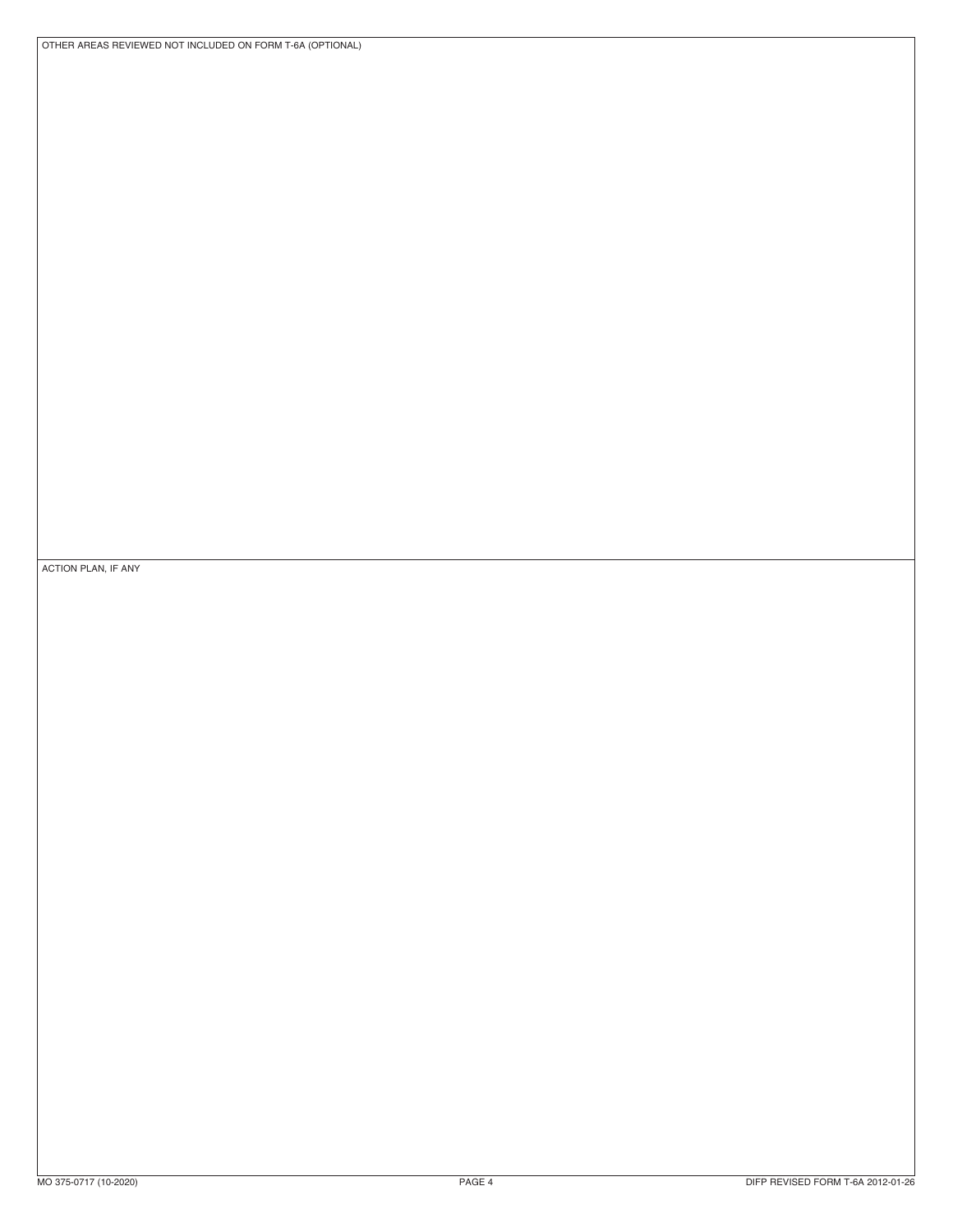OTHER AREAS REVIEWED NOT INCLUDED ON FORM T-6A (OPTIONAL)

ACTION PLAN, IF ANY